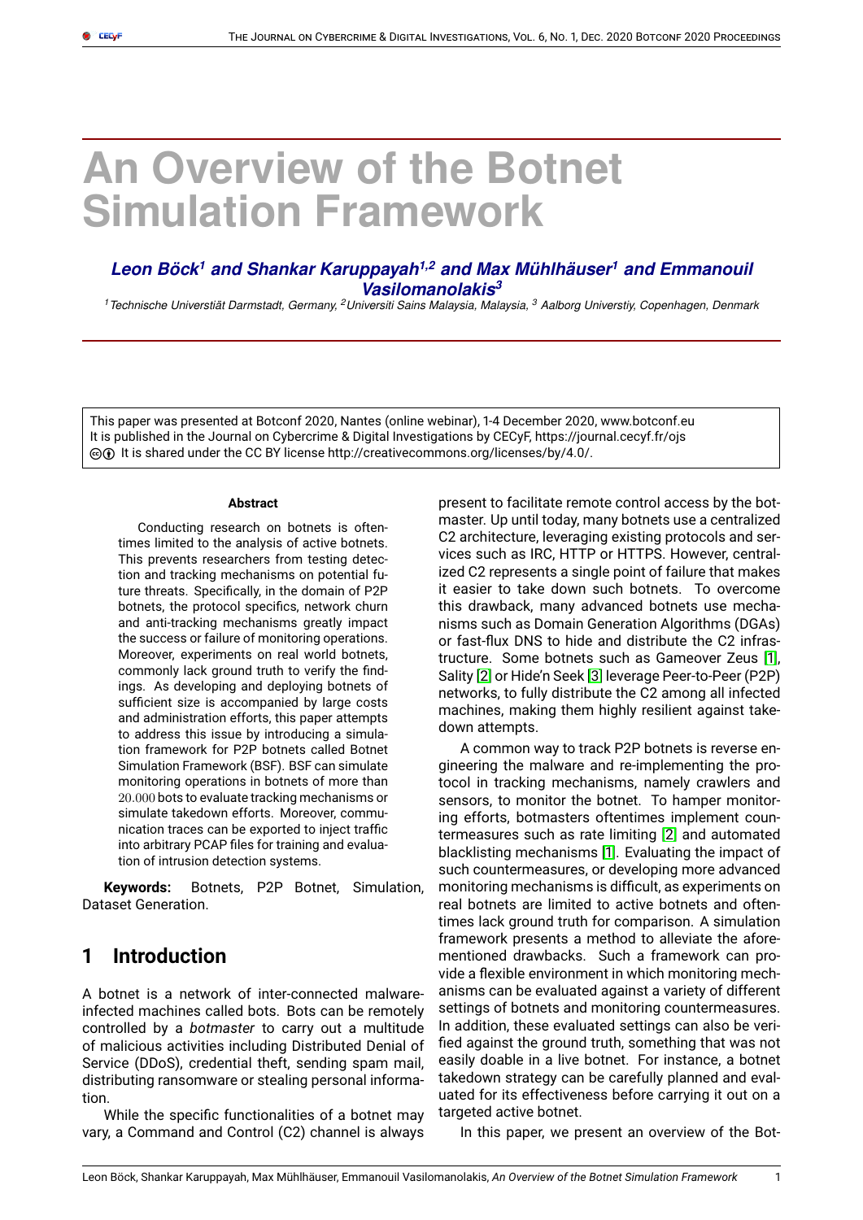# An Overview of the Botnet Simulation Framework

***Leon Böck[1] and Shankar Karuppayah[1,2] and Max Mühlhäuser[1] and Emmanouil Vasilomanolakis[3]***

*[1] Technische Universtiät Darmstadt, Germany, [2] Universiti Sains Malaysia, Malaysia, [3] Aalborg Universtiy, Copenhagen, Denmark*

This paper was presented at Botconf 2020, Nantes (online webinar), 1-4 December 2020, www.botconf.eu
It is published in the Journal on Cybercrime & Digital Investigations by CECyF, https://journal.cecyf.fr/ojs
It is shared under the CC BY license http://creativecommons.org/licenses/by/4.0/.

**Abstract**

Conducting research on botnets is oftentimes limited to the analysis of active botnets. This prevents researchers from testing detection and tracking mechanisms on potential future threats. Specifically, in the domain of P2P botnets, the protocol specifics, network churn and anti-tracking mechanisms greatly impact the success or failure of monitoring operations. Moreover, experiments on real world botnets, commonly lack ground truth to verify the findings. As developing and deploying botnets of sufficient size is accompanied by large costs and administration efforts, this paper attempts to address this issue by introducing a simulation framework for P2P botnets called Botnet Simulation Framework (BSF). BSF can simulate monitoring operations in botnets of more than $20.000$ bots to evaluate tracking mechanisms or simulate takedown efforts. Moreover, communication traces can be exported to inject traffic into arbitrary PCAP files for training and evaluation of intrusion detection systems.

**Keywords:** Botnets, P2P Botnet, Simulation, Dataset Generation.

## 1 Introduction

A botnet is a network of inter-connected malware-infected machines called bots. Bots can be remotely controlled by a *botmaster* to carry out a multitude of malicious activities including Distributed Denial of Service (DDoS), credential theft, sending spam mail, distributing ransomware or stealing personal information.

While the specific functionalities of a botnet may vary, a Command and Control (C2) channel is always present to facilitate remote control access by the botmaster. Up until today, many botnets use a centralized C2 architecture, leveraging existing protocols and services such as IRC, HTTP or HTTPS. However, centralized C2 represents a single point of failure that makes it easier to take down such botnets. To overcome this drawback, many advanced botnets use mechanisms such as Domain Generation Algorithms (DGAs) or fast-flux DNS to hide and distribute the C2 infrastructure. Some botnets such as Gameover Zeus [1], Sality [2] or Hide'n Seek [3] leverage Peer-to-Peer (P2P) networks, to fully distribute the C2 among all infected machines, making them highly resilient against takedown attempts.

A common way to track P2P botnets is reverse engineering the malware and re-implementing the protocol in tracking mechanisms, namely crawlers and sensors, to monitor the botnet. To hamper monitoring efforts, botmasters oftentimes implement countermeasures such as rate limiting [2] and automated blacklisting mechanisms [1]. Evaluating the impact of such countermeasures, or developing more advanced monitoring mechanisms is difficult, as experiments on real botnets are limited to active botnets and oftentimes lack ground truth for comparison. A simulation framework presents a method to alleviate the aforementioned drawbacks. Such a framework can provide a flexible environment in which monitoring mechanisms can be evaluated against a variety of different settings of botnets and monitoring countermeasures. In addition, these evaluated settings can also be verified against the ground truth, something that was not easily doable in a live botnet. For instance, a botnet takedown strategy can be carefully planned and evaluated for its effectiveness before carrying it out on a targeted active botnet.

In this paper, we present an overview of the Bot-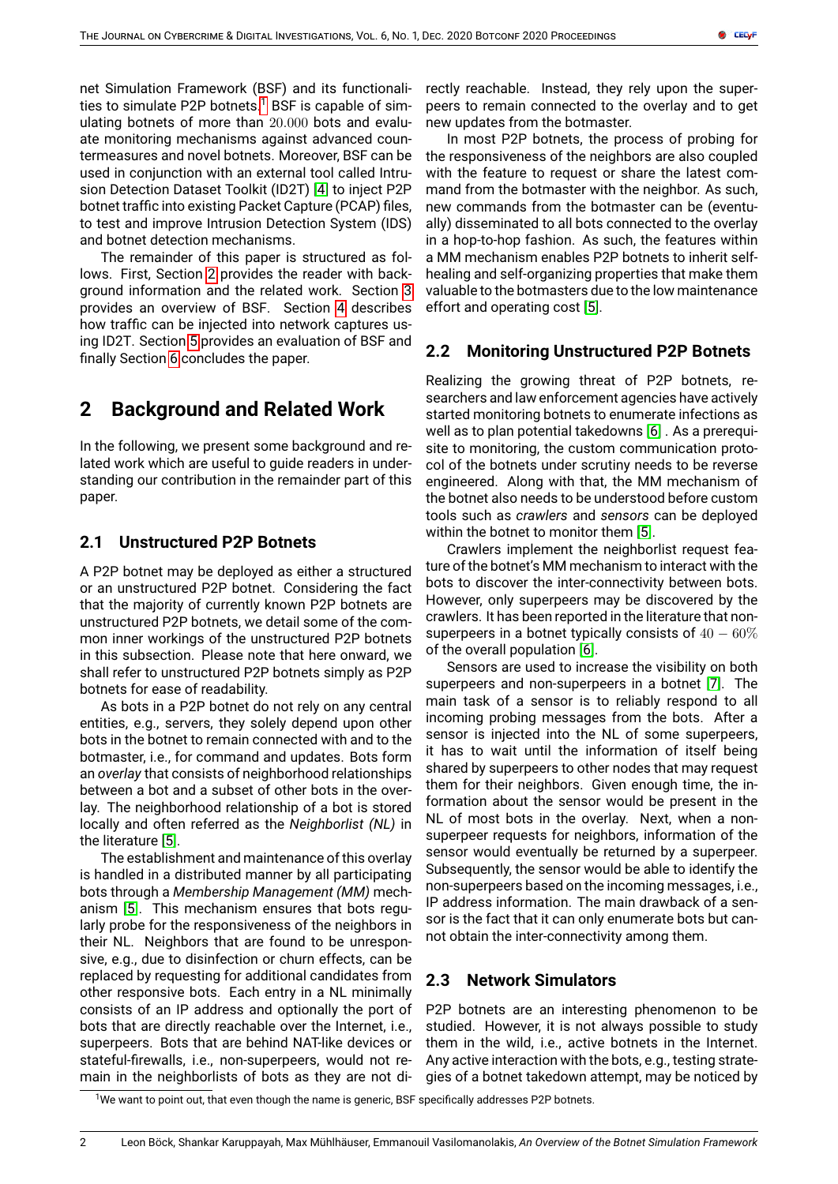net Simulation Framework (BSF) and its functionalities to simulate P2P botnets.[1] BSF is capable of simulating botnets of more than $20.000$ bots and evaluate monitoring mechanisms against advanced countermeasures and novel botnets. Moreover, BSF can be used in conjunction with an external tool called Intrusion Detection Dataset Toolkit (ID2T) [4] to inject P2P botnet traffic into existing Packet Capture (PCAP) files, to test and improve Intrusion Detection System (IDS) and botnet detection mechanisms.

The remainder of this paper is structured as follows. First, Section 2 provides the reader with background information and the related work. Section 3 provides an overview of BSF. Section 4 describes how traffic can be injected into network captures using ID2T. Section 5 provides an evaluation of BSF and finally Section 6 concludes the paper.

# 2 Background and Related Work

In the following, we present some background and related work which are useful to guide readers in understanding our contribution in the remainder part of this paper.

## 2.1 Unstructured P2P Botnets

A P2P botnet may be deployed as either a structured or an unstructured P2P botnet. Considering the fact that the majority of currently known P2P botnets are unstructured P2P botnets, we detail some of the common inner workings of the unstructured P2P botnets in this subsection. Please note that here onward, we shall refer to unstructured P2P botnets simply as P2P botnets for ease of readability.

As bots in a P2P botnet do not rely on any central entities, e.g., servers, they solely depend upon other bots in the botnet to remain connected with and to the botmaster, i.e., for command and updates. Bots form an *overlay* that consists of neighborhood relationships between a bot and a subset of other bots in the overlay. The neighborhood relationship of a bot is stored locally and often referred as the *Neighborlist (NL)* in the literature [5].

The establishment and maintenance of this overlay is handled in a distributed manner by all participating bots through a *Membership Management (MM)* mechanism [5]. This mechanism ensures that bots regularly probe for the responsiveness of the neighbors in their NL. Neighbors that are found to be unresponsive, e.g., due to disinfection or churn effects, can be replaced by requesting for additional candidates from other responsive bots. Each entry in a NL minimally consists of an IP address and optionally the port of bots that are directly reachable over the Internet, i.e., superpeers. Bots that are behind NAT-like devices or stateful-firewalls, i.e., non-superpeers, would not remain in the neighborlists of bots as they are not directly reachable. Instead, they rely upon the superpeers to remain connected to the overlay and to get new updates from the botmaster.

In most P2P botnets, the process of probing for the responsiveness of the neighbors are also coupled with the feature to request or share the latest command from the botmaster with the neighbor. As such, new commands from the botmaster can be (eventually) disseminated to all bots connected to the overlay in a hop-to-hop fashion. As such, the features within a MM mechanism enables P2P botnets to inherit self-healing and self-organizing properties that make them valuable to the botmasters due to the low maintenance effort and operating cost [5].

## 2.2 Monitoring Unstructured P2P Botnets

Realizing the growing threat of P2P botnets, researchers and law enforcement agencies have actively started monitoring botnets to enumerate infections as well as to plan potential takedowns [6] . As a prerequisite to monitoring, the custom communication protocol of the botnets under scrutiny needs to be reverse engineered. Along with that, the MM mechanism of the botnet also needs to be understood before custom tools such as *crawlers* and *sensors* can be deployed within the botnet to monitor them [5].

Crawlers implement the neighborlist request feature of the botnet's MM mechanism to interact with the bots to discover the inter-connectivity between bots. However, only superpeers may be discovered by the crawlers. It has been reported in the literature that non-superpeers in a botnet typically consists of $40-60\%$ of the overall population [6].

Sensors are used to increase the visibility on both superpeers and non-superpeers in a botnet [7]. The main task of a sensor is to reliably respond to all incoming probing messages from the bots. After a sensor is injected into the NL of some superpeers, it has to wait until the information of itself being shared by superpeers to other nodes that may request them for their neighbors. Given enough time, the information about the sensor would be present in the NL of most bots in the overlay. Next, when a non-superpeer requests for neighbors, information of the sensor would eventually be returned by a superpeer. Subsequently, the sensor would be able to identify the non-superpeers based on the incoming messages, i.e., IP address information. The main drawback of a sensor is the fact that it can only enumerate bots but cannot obtain the inter-connectivity among them.

## 2.3 Network Simulators

P2P botnets are an interesting phenomenon to be studied. However, it is not always possible to study them in the wild, i.e., active botnets in the Internet. Any active interaction with the bots, e.g., testing strategies of a botnet takedown attempt, may be noticed by

[1] We want to point out, that even though the name is generic, BSF specifically addresses P2P botnets.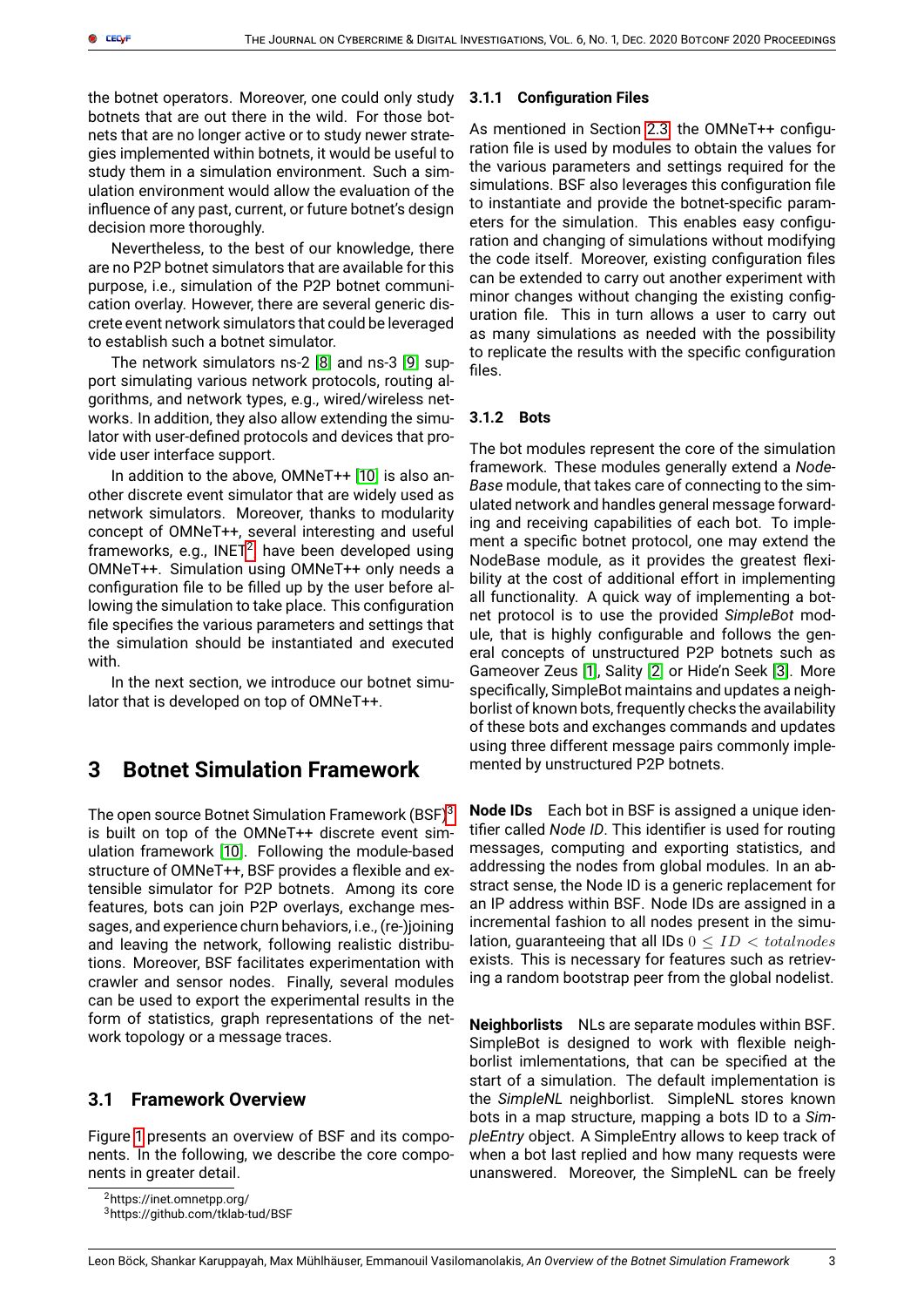the botnet operators. Moreover, one could only study botnets that are out there in the wild. For those botnets that are no longer active or to study newer strategies implemented within botnets, it would be useful to study them in a simulation environment. Such a simulation environment would allow the evaluation of the influence of any past, current, or future botnet's design decision more thoroughly.

Nevertheless, to the best of our knowledge, there are no P2P botnet simulators that are available for this purpose, i.e., simulation of the P2P botnet communication overlay. However, there are several generic discrete event network simulators that could be leveraged to establish such a botnet simulator.

The network simulators ns-2 [8] and ns-3 [9] support simulating various network protocols, routing algorithms, and network types, e.g., wired/wireless networks. In addition, they also allow extending the simulator with user-defined protocols and devices that provide user interface support.

In addition to the above, OMNeT++ [10] is also another discrete event simulator that are widely used as network simulators. Moreover, thanks to modularity concept of OMNeT++, several interesting and useful frameworks, e.g., INET[2] have been developed using OMNeT++. Simulation using OMNeT++ only needs a configuration file to be filled up by the user before allowing the simulation to take place. This configuration file specifies the various parameters and settings that the simulation should be instantiated and executed with.

In the next section, we introduce our botnet simulator that is developed on top of OMNeT++.

# 3 Botnet Simulation Framework

The open source Botnet Simulation Framework (BSF)[3] is built on top of the OMNeT++ discrete event simulation framework [10]. Following the module-based structure of OMNeT++, BSF provides a flexible and extensible simulator for P2P botnets. Among its core features, bots can join P2P overlays, exchange messages, and experience churn behaviors, i.e., (re-)joining and leaving the network, following realistic distributions. Moreover, BSF facilitates experimentation with crawler and sensor nodes. Finally, several modules can be used to export the experimental results in the form of statistics, graph representations of the network topology or a message traces.

## 3.1 Framework Overview

Figure 1 presents an overview of BSF and its components. In the following, we describe the core components in greater detail.

[2] https://inet.omnetpp.org/

[3] https://github.com/tklab-tud/BSF

### 3.1.1 Configuration Files

As mentioned in Section 2.3, the OMNeT++ configuration file is used by modules to obtain the values for the various parameters and settings required for the simulations. BSF also leverages this configuration file to instantiate and provide the botnet-specific parameters for the simulation. This enables easy configuration and changing of simulations without modifying the code itself. Moreover, existing configuration files can be extended to carry out another experiment with minor changes without changing the existing configuration file. This in turn allows a user to carry out as many simulations as needed with the possibility to replicate the results with the specific configuration files.

### 3.1.2 Bots

The bot modules represent the core of the simulation framework. These modules generally extend a *NodeBase* module, that takes care of connecting to the simulated network and handles general message forwarding and receiving capabilities of each bot. To implement a specific botnet protocol, one may extend the NodeBase module, as it provides the greatest flexibility at the cost of additional effort in implementing all functionality. A quick way of implementing a botnet protocol is to use the provided *SimpleBot* module, that is highly configurable and follows the general concepts of unstructured P2P botnets such as Gameover Zeus [1], Sality [2] or Hide'n Seek [3]. More specifically, SimpleBot maintains and updates a neighborlist of known bots, frequently checks the availability of these bots and exchanges commands and updates using three different message pairs commonly implemented by unstructured P2P botnets.

**Node IDs** Each bot in BSF is assigned a unique identifier called *Node ID*. This identifier is used for routing messages, computing and exporting statistics, and addressing the nodes from global modules. In an abstract sense, the Node ID is a generic replacement for an IP address within BSF. Node IDs are assigned in a incremental fashion to all nodes present in the simulation, guaranteeing that all IDs $0 \leq ID < totalnodes$ exists. This is necessary for features such as retrieving a random bootstrap peer from the global nodelist.

**Neighborlists** NLs are separate modules within BSF. SimpleBot is designed to work with flexible neighborlist imlementations, that can be specified at the start of a simulation. The default implementation is the *SimpleNL* neighborlist. SimpleNL stores known bots in a map structure, mapping a bots ID to a *SimpleEntry* object. A SimpleEntry allows to keep track of when a bot last replied and how many requests were unanswered. Moreover, the SimpleNL can be freely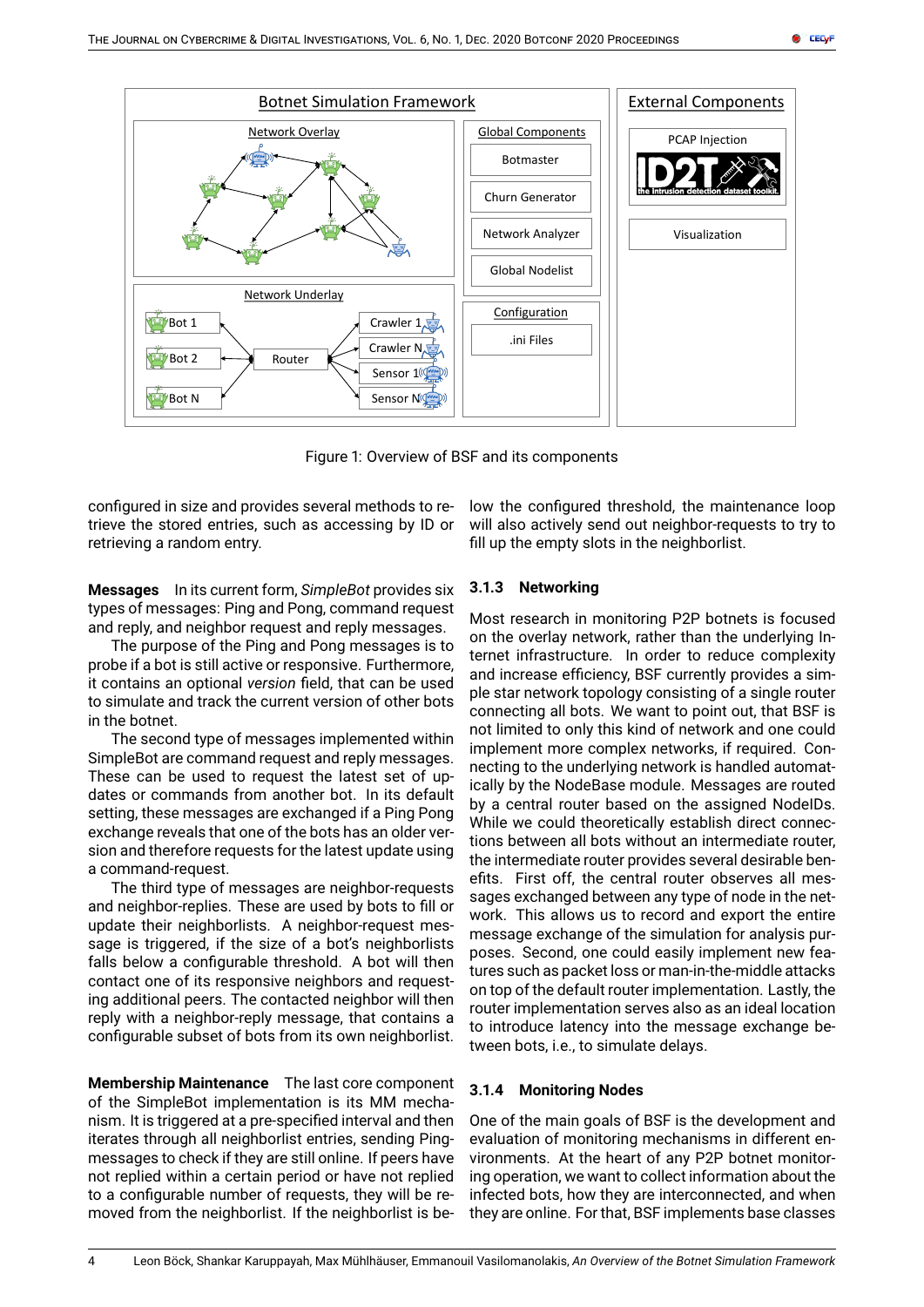Figure 1: Overview of BSF and its components

configured in size and provides several methods to retrieve the stored entries, such as accessing by ID or retrieving a random entry.

**Messages** In its current form, *SimpleBot* provides six types of messages: Ping and Pong, command request and reply, and neighbor request and reply messages.

The purpose of the Ping and Pong messages is to probe if a bot is still active or responsive. Furthermore, it contains an optional *version* field, that can be used to simulate and track the current version of other bots in the botnet.

The second type of messages implemented within SimpleBot are command request and reply messages. These can be used to request the latest set of updates or commands from another bot. In its default setting, these messages are exchanged if a Ping Pong exchange reveals that one of the bots has an older version and therefore requests for the latest update using a command-request.

The third type of messages are neighbor-requests and neighbor-replies. These are used by bots to fill or update their neighborlists. A neighbor-request message is triggered, if the size of a bot's neighborlists falls below a configurable threshold. A bot will then contact one of its responsive neighbors and requesting additional peers. The contacted neighbor will then reply with a neighbor-reply message, that contains a configurable subset of bots from its own neighborlist.

**Membership Maintenance** The last core component of the SimpleBot implementation is its MM mechanism. It is triggered at a pre-specified interval and then iterates through all neighborlist entries, sending Ping-messages to check if they are still online. If peers have not replied within a certain period or have not replied to a configurable number of requests, they will be removed from the neighborlist. If the neighborlist is below the configured threshold, the maintenance loop will also actively send out neighbor-requests to try to fill up the empty slots in the neighborlist.

### 3.1.3 Networking

Most research in monitoring P2P botnets is focused on the overlay network, rather than the underlying Internet infrastructure. In order to reduce complexity and increase efficiency, BSF currently provides a simple star network topology consisting of a single router connecting all bots. We want to point out, that BSF is not limited to only this kind of network and one could implement more complex networks, if required. Connecting to the underlying network is handled automatically by the NodeBase module. Messages are routed by a central router based on the assigned NodeIDs. While we could theoretically establish direct connections between all bots without an intermediate router, the intermediate router provides several desirable benefits. First off, the central router observes all messages exchanged between any type of node in the network. This allows us to record and export the entire message exchange of the simulation for analysis purposes. Second, one could easily implement new features such as packet loss or man-in-the-middle attacks on top of the default router implementation. Lastly, the router implementation serves also as an ideal location to introduce latency into the message exchange between bots, i.e., to simulate delays.

### 3.1.4 Monitoring Nodes

One of the main goals of BSF is the development and evaluation of monitoring mechanisms in different environments. At the heart of any P2P botnet monitoring operation, we want to collect information about the infected bots, how they are interconnected, and when they are online. For that, BSF implements base classes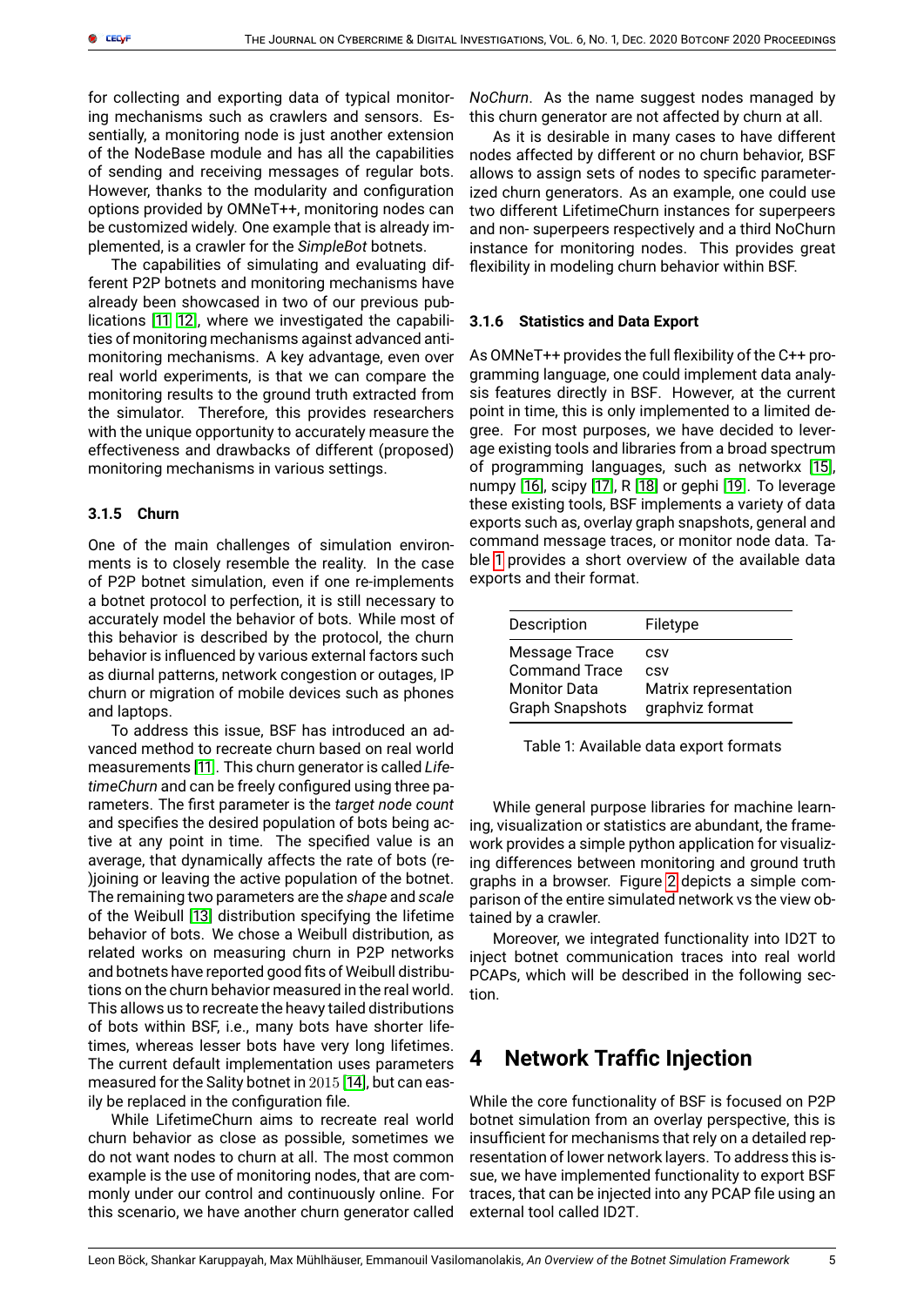for collecting and exporting data of typical monitoring mechanisms such as crawlers and sensors. Essentially, a monitoring node is just another extension of the NodeBase module and has all the capabilities of sending and receiving messages of regular bots. However, thanks to the modularity and configuration options provided by OMNeT++, monitoring nodes can be customized widely. One example that is already implemented, is a crawler for the *SimpleBot* botnets.

The capabilities of simulating and evaluating different P2P botnets and monitoring mechanisms have already been showcased in two of our previous publications [11] [12], where we investigated the capabilities of monitoring mechanisms against advanced anti-monitoring mechanisms. A key advantage, even over real world experiments, is that we can compare the monitoring results to the ground truth extracted from the simulator. Therefore, this provides researchers with the unique opportunity to accurately measure the effectiveness and drawbacks of different (proposed) monitoring mechanisms in various settings.

#### 3.1.5 Churn

One of the main challenges of simulation environments is to closely resemble the reality. In the case of P2P botnet simulation, even if one re-implements a botnet protocol to perfection, it is still necessary to accurately model the behavior of bots. While most of this behavior is described by the protocol, the churn behavior is influenced by various external factors such as diurnal patterns, network congestion or outages, IP churn or migration of mobile devices such as phones and laptops.

To address this issue, BSF has introduced an advanced method to recreate churn based on real world measurements [11]. This churn generator is called *LifetimeChurn* and can be freely configured using three parameters. The first parameter is the *target node count* and specifies the desired population of bots being active at any point in time. The specified value is an average, that dynamically affects the rate of bots (re-)joining or leaving the active population of the botnet. The remaining two parameters are the *shape* and *scale* of the Weibull [13] distribution specifying the lifetime behavior of bots. We chose a Weibull distribution, as related works on measuring churn in P2P networks and botnets have reported good fits of Weibull distributions on the churn behavior measured in the real world. This allows us to recreate the heavy tailed distributions of bots within BSF, i.e., many bots have shorter lifetimes, whereas lesser bots have very long lifetimes. The current default implementation uses parameters measured for the Sality botnet in $2015$ [14], but can easily be replaced in the configuration file.

While LifetimeChurn aims to recreate real world churn behavior as close as possible, sometimes we do not want nodes to churn at all. The most common example is the use of monitoring nodes, that are commonly under our control and continuously online. For this scenario, we have another churn generator called *NoChurn*. As the name suggest nodes managed by this churn generator are not affected by churn at all.

As it is desirable in many cases to have different nodes affected by different or no churn behavior, BSF allows to assign sets of nodes to specific parameterized churn generators. As an example, one could use two different LifetimeChurn instances for superpeers and non- superpeers respectively and a third NoChurn instance for monitoring nodes. This provides great flexibility in modeling churn behavior within BSF.

#### 3.1.6 Statistics and Data Export

As OMNeT++ provides the full flexibility of the C++ programming language, one could implement data analysis features directly in BSF. However, at the current point in time, this is only implemented to a limited degree. For most purposes, we have decided to leverage existing tools and libraries from a broad spectrum of programming languages, such as networkx [15], numpy [16], scipy [17], R [18] or gephi [19]. To leverage these existing tools, BSF implements a variety of data exports such as, overlay graph snapshots, general and command message traces, or monitor node data. Table 1 provides a short overview of the available data exports and their format.

| Description | Filetype |
|---|---|
| Message Trace | csv |
| Command Trace | csv |
| Monitor Data | Matrix representation |
| Graph Snapshots | graphviz format |

Table 1: Available data export formats

While general purpose libraries for machine learning, visualization or statistics are abundant, the framework provides a simple python application for visualizing differences between monitoring and ground truth graphs in a browser. Figure 2 depicts a simple comparison of the entire simulated network vs the view obtained by a crawler.

Moreover, we integrated functionality into ID2T to inject botnet communication traces into real world PCAPs, which will be described in the following section.

# 4 Network Traffic Injection

While the core functionality of BSF is focused on P2P botnet simulation from an overlay perspective, this is insufficient for mechanisms that rely on a detailed representation of lower network layers. To address this issue, we have implemented functionality to export BSF traces, that can be injected into any PCAP file using an external tool called ID2T.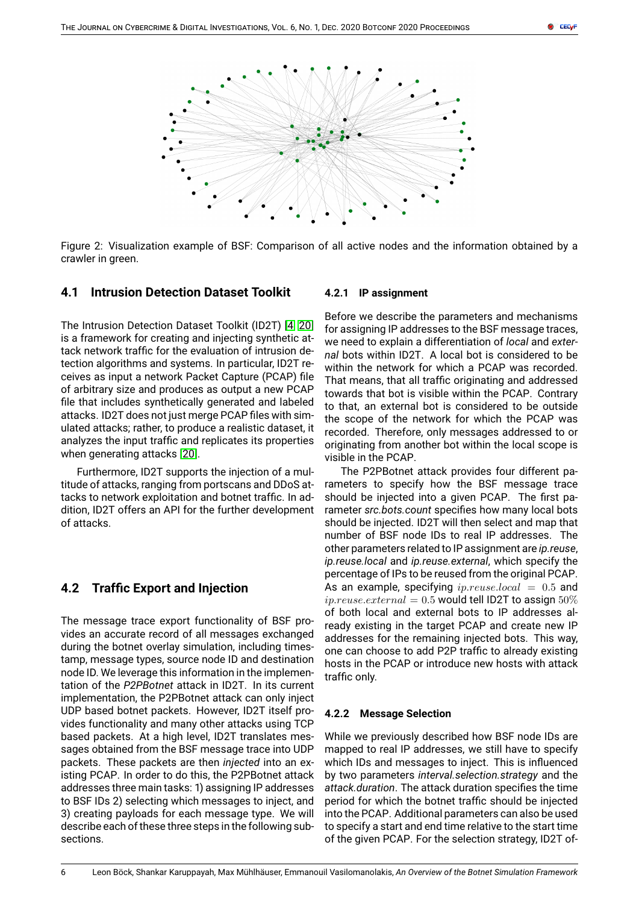Figure 2: Visualization example of BSF: Comparison of all active nodes and the information obtained by a crawler in green.

## 4.1 Intrusion Detection Dataset Toolkit

The Intrusion Detection Dataset Toolkit (ID2T) [4, 20] is a framework for creating and injecting synthetic attack network traffic for the evaluation of intrusion detection algorithms and systems. In particular, ID2T receives as input a network Packet Capture (PCAP) file of arbitrary size and produces as output a new PCAP file that includes synthetically generated and labeled attacks. ID2T does not just merge PCAP files with simulated attacks; rather, to produce a realistic dataset, it analyzes the input traffic and replicates its properties when generating attacks [20].

Furthermore, ID2T supports the injection of a multitude of attacks, ranging from portscans and DDoS attacks to network exploitation and botnet traffic. In addition, ID2T offers an API for the further development of attacks.

## 4.2 Traffic Export and Injection

The message trace export functionality of BSF provides an accurate record of all messages exchanged during the botnet overlay simulation, including timestamp, message types, source node ID and destination node ID. We leverage this information in the implementation of the *P2PBotnet* attack in ID2T. In its current implementation, the P2PBotnet attack can only inject UDP based botnet packets. However, ID2T itself provides functionality and many other attacks using TCP based packets. At a high level, ID2T translates messages obtained from the BSF message trace into UDP packets. These packets are then *injected* into an existing PCAP. In order to do this, the P2PBotnet attack addresses three main tasks: 1) assigning IP addresses to BSF IDs 2) selecting which messages to inject, and 3) creating payloads for each message type. We will describe each of these three steps in the following subsections.

### 4.2.1 IP assignment

Before we describe the parameters and mechanisms for assigning IP addresses to the BSF message traces, we need to explain a differentiation of *local* and *external* bots within ID2T. A local bot is considered to be within the network for which a PCAP was recorded. That means, that all traffic originating and addressed towards that bot is visible within the PCAP. Contrary to that, an external bot is considered to be outside the scope of the network for which the PCAP was recorded. Therefore, only messages addressed to or originating from another bot within the local scope is visible in the PCAP.

The P2PBotnet attack provides four different parameters to specify how the BSF message trace should be injected into a given PCAP. The first parameter *src.bots.count* specifies how many local bots should be injected. ID2T will then select and map that number of BSF node IDs to real IP addresses. The other parameters related to IP assignment are *ip.reuse*, *ip.reuse.local* and *ip.reuse.external*, which specify the percentage of IPs to be reused from the original PCAP. As an example, specifying $ip.reuse.local = 0.5$ and $ip.reuse.external = 0.5$ would tell ID2T to assign $50\%$ of both local and external bots to IP addresses already existing in the target PCAP and create new IP addresses for the remaining injected bots. This way, one can choose to add P2P traffic to already existing hosts in the PCAP or introduce new hosts with attack traffic only.

### 4.2.2 Message Selection

While we previously described how BSF node IDs are mapped to real IP addresses, we still have to specify which IDs and messages to inject. This is influenced by two parameters *interval.selection.strategy* and the *attack.duration*. The attack duration specifies the time period for which the botnet traffic should be injected into the PCAP. Additional parameters can also be used to specify a start and end time relative to the start time of the given PCAP. For the selection strategy, ID2T of-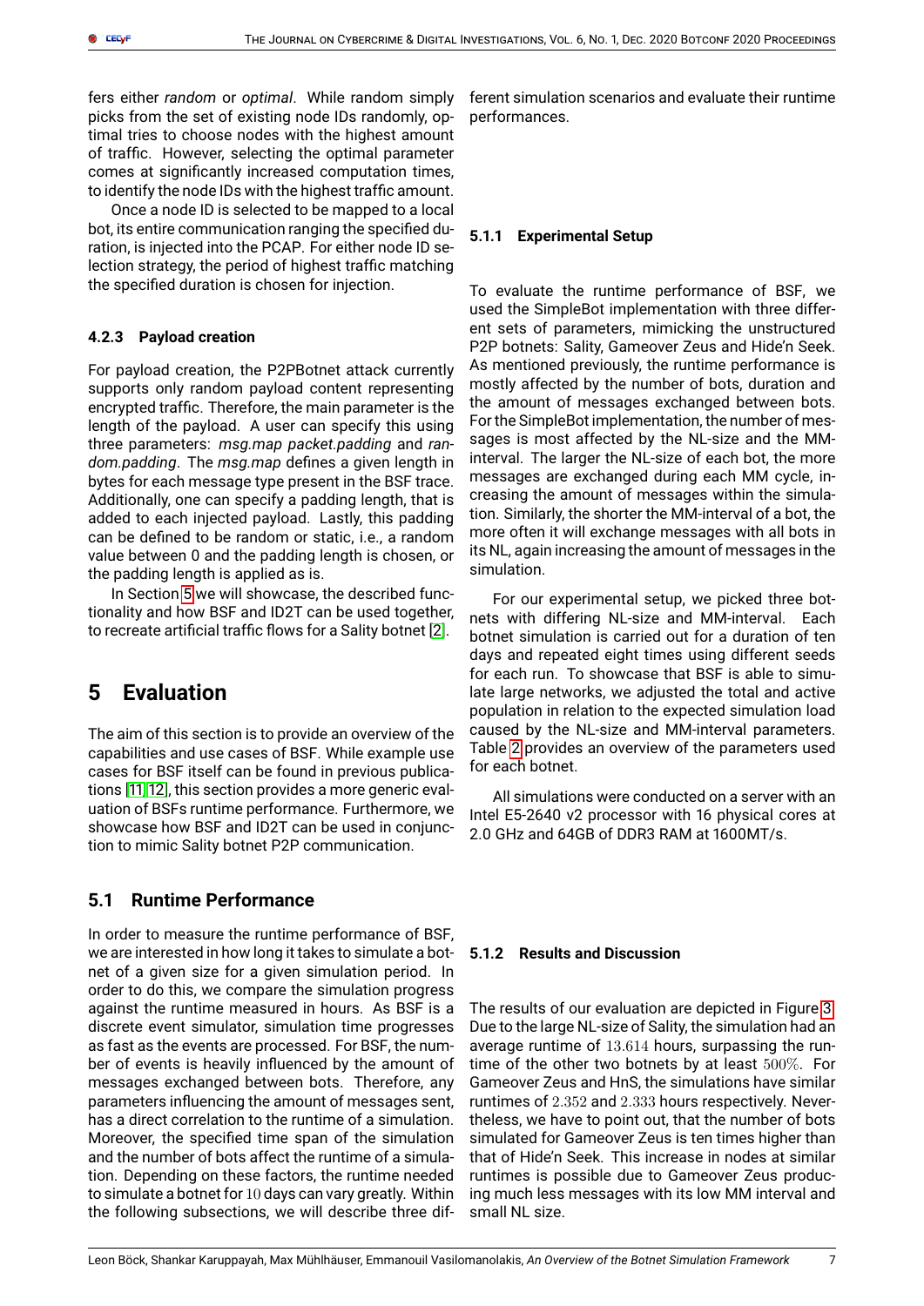fers either *random* or *optimal*. While random simply picks from the set of existing node IDs randomly, optimal tries to choose nodes with the highest amount of traffic. However, selecting the optimal parameter comes at significantly increased computation times, to identify the node IDs with the highest traffic amount.

Once a node ID is selected to be mapped to a local bot, its entire communication ranging the specified duration, is injected into the PCAP. For either node ID selection strategy, the period of highest traffic matching the specified duration is chosen for injection.

### 4.2.3 Payload creation

For payload creation, the P2PBotnet attack currently supports only random payload content representing encrypted traffic. Therefore, the main parameter is the length of the payload. A user can specify this using three parameters: *msg.map packet.padding* and *random.padding*. The *msg.map* defines a given length in bytes for each message type present in the BSF trace. Additionally, one can specify a padding length, that is added to each injected payload. Lastly, this padding can be defined to be random or static, i.e., a random value between 0 and the padding length is chosen, or the padding length is applied as is.

In Section 5 we will showcase, the described functionality and how BSF and ID2T can be used together, to recreate artificial traffic flows for a Sality botnet [2].

# 5 Evaluation

The aim of this section is to provide an overview of the capabilities and use cases of BSF. While example use cases for BSF itself can be found in previous publications [11][12], this section provides a more generic evaluation of BSFs runtime performance. Furthermore, we showcase how BSF and ID2T can be used in conjunction to mimic Sality botnet P2P communication.

## 5.1 Runtime Performance

In order to measure the runtime performance of BSF, we are interested in how long it takes to simulate a botnet of a given size for a given simulation period. In order to do this, we compare the simulation progress against the runtime measured in hours. As BSF is a discrete event simulator, simulation time progresses as fast as the events are processed. For BSF, the number of events is heavily influenced by the amount of messages exchanged between bots. Therefore, any parameters influencing the amount of messages sent, has a direct correlation to the runtime of a simulation. Moreover, the specified time span of the simulation and the number of bots affect the runtime of a simulation. Depending on these factors, the runtime needed to simulate a botnet for $10$ days can vary greatly. Within the following subsections, we will describe three different simulation scenarios and evaluate their runtime performances.

### 5.1.1 Experimental Setup

To evaluate the runtime performance of BSF, we used the SimpleBot implementation with three different sets of parameters, mimicking the unstructured P2P botnets: Sality, Gameover Zeus and Hide'n Seek. As mentioned previously, the runtime performance is mostly affected by the number of bots, duration and the amount of messages exchanged between bots. For the SimpleBot implementation, the number of messages is most affected by the NL-size and the MM-interval. The larger the NL-size of each bot, the more messages are exchanged during each MM cycle, increasing the amount of messages within the simulation. Similarly, the shorter the MM-interval of a bot, the more often it will exchange messages with all bots in its NL, again increasing the amount of messages in the simulation.

For our experimental setup, we picked three botnets with differing NL-size and MM-interval. Each botnet simulation is carried out for a duration of ten days and repeated eight times using different seeds for each run. To showcase that BSF is able to simulate large networks, we adjusted the total and active population in relation to the expected simulation load caused by the NL-size and MM-interval parameters. Table 2 provides an overview of the parameters used for each botnet.

All simulations were conducted on a server with an Intel E5-2640 v2 processor with 16 physical cores at 2.0 GHz and 64GB of DDR3 RAM at 1600MT/s.

### 5.1.2 Results and Discussion

The results of our evaluation are depicted in Figure 3. Due to the large NL-size of Sality, the simulation had an average runtime of $13.614$ hours, surpassing the runtime of the other two botnets by at least $500\%$. For Gameover Zeus and HnS, the simulations have similar runtimes of $2.352$ and $2.333$ hours respectively. Nevertheless, we have to point out, that the number of bots simulated for Gameover Zeus is ten times higher than that of Hide'n Seek. This increase in nodes at similar runtimes is possible due to Gameover Zeus producing much less messages with its low MM interval and small NL size.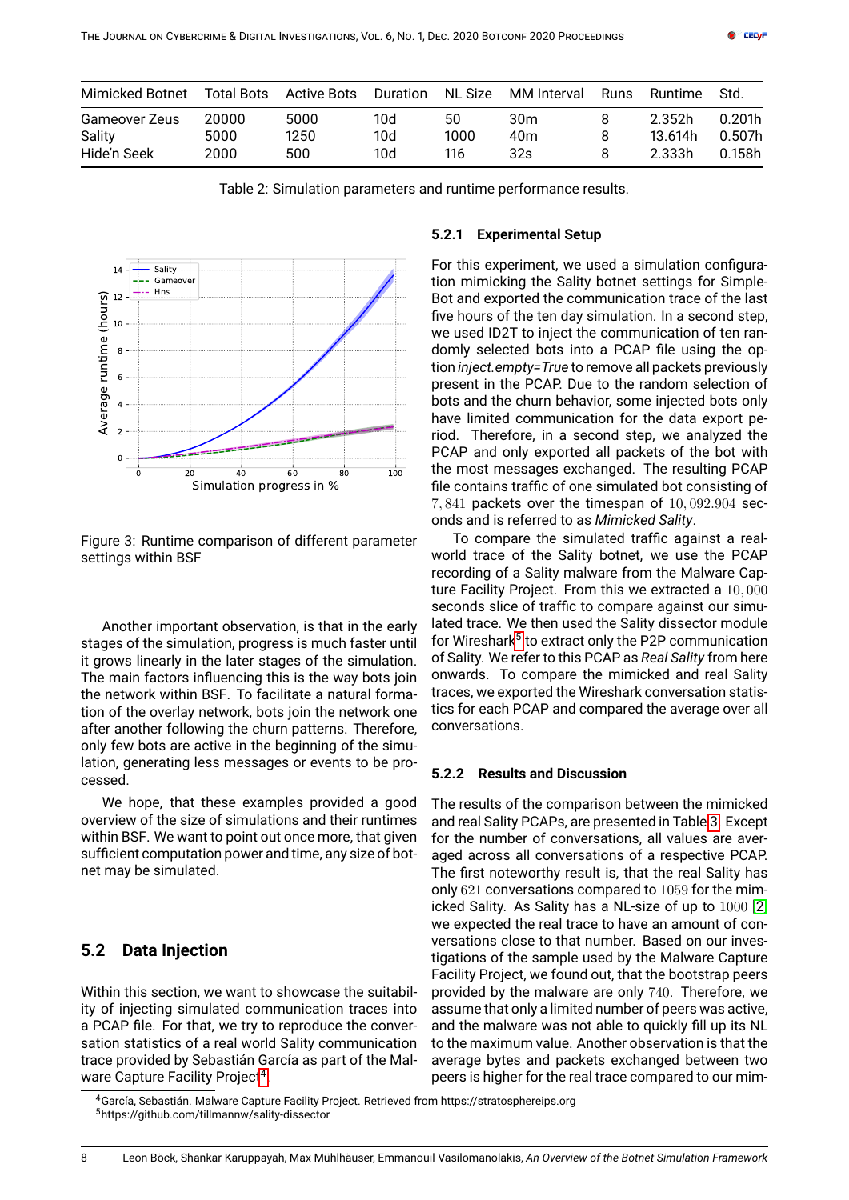| Mimicked Botnet | Total Bots | Active Bots | Duration | NL Size | MM Interval | Runs | Runtime | Std. |
|---|---|---|---|---|---|---|---|---|
| Gameover Zeus | 20000 | 5000 | 10d | 50 | 30m | 8 | 2.352h | 0.201h |
| Sality | 5000 | 1250 | 10d | 1000 | 40m | 8 | 13.614h | 0.507h |
| Hide'n Seek | 2000 | 500 | 10d | 116 | 32s | 8 | 2.333h | 0.158h |

Table 2: Simulation parameters and runtime performance results.

Figure 3: Runtime comparison of different parameter settings within BSF

Another important observation, is that in the early stages of the simulation, progress is much faster until it grows linearly in the later stages of the simulation. The main factors influencing this is the way bots join the network within BSF. To facilitate a natural formation of the overlay network, bots join the network one after another following the churn patterns. Therefore, only few bots are active in the beginning of the simulation, generating less messages or events to be processed.

We hope, that these examples provided a good overview of the size of simulations and their runtimes within BSF. We want to point out once more, that given sufficient computation power and time, any size of botnet may be simulated.

## 5.2 Data Injection

Within this section, we want to showcase the suitability of injecting simulated communication traces into a PCAP file. For that, we try to reproduce the conversation statistics of a real world Sality communication trace provided by Sebastián García as part of the Malware Capture Facility Project[4].

### 5.2.1 Experimental Setup

For this experiment, we used a simulation configuration mimicking the Sality botnet settings for SimpleBot and exported the communication trace of the last five hours of the ten day simulation. In a second step, we used ID2T to inject the communication of ten randomly selected bots into a PCAP file using the option *inject.empty=True* to remove all packets previously present in the PCAP. Due to the random selection of bots and the churn behavior, some injected bots only have limited communication for the data export period. Therefore, in a second step, we analyzed the PCAP and only exported all packets of the bot with the most messages exchanged. The resulting PCAP file contains traffic of one simulated bot consisting of $7,841$ packets over the timespan of $10,092.904$ seconds and is referred to as *Mimicked Sality*.

To compare the simulated traffic against a real-world trace of the Sality botnet, we use the PCAP recording of a Sality malware from the Malware Capture Facility Project. From this we extracted a $10,000$ seconds slice of traffic to compare against our simulated trace. We then used the Sality dissector module for Wireshark[5] to extract only the P2P communication of Sality. We refer to this PCAP as *Real Sality* from here onwards. To compare the mimicked and real Sality traces, we exported the Wireshark conversation statistics for each PCAP and compared the average over all conversations.

### 5.2.2 Results and Discussion

The results of the comparison between the mimicked and real Sality PCAPs, are presented in Table 3. Except for the number of conversations, all values are averaged across all conversations of a respective PCAP. The first noteworthy result is, that the real Sality has only $621$ conversations compared to $1059$ for the mimicked Sality. As Sality has a NL-size of up to $1000$ [2] we expected the real trace to have an amount of conversations close to that number. Based on our investigations of the sample used by the Malware Capture Facility Project, we found out, that the bootstrap peers provided by the malware are only $740$. Therefore, we assume that only a limited number of peers was active, and the malware was not able to quickly fill up its NL to the maximum value. Another observation is that the average bytes and packets exchanged between two peers is higher for the real trace compared to our mim-

[4] García, Sebastián. Malware Capture Facility Project. Retrieved from https://stratosphereips.org
[5] https://github.com/tillmannw/sality-dissector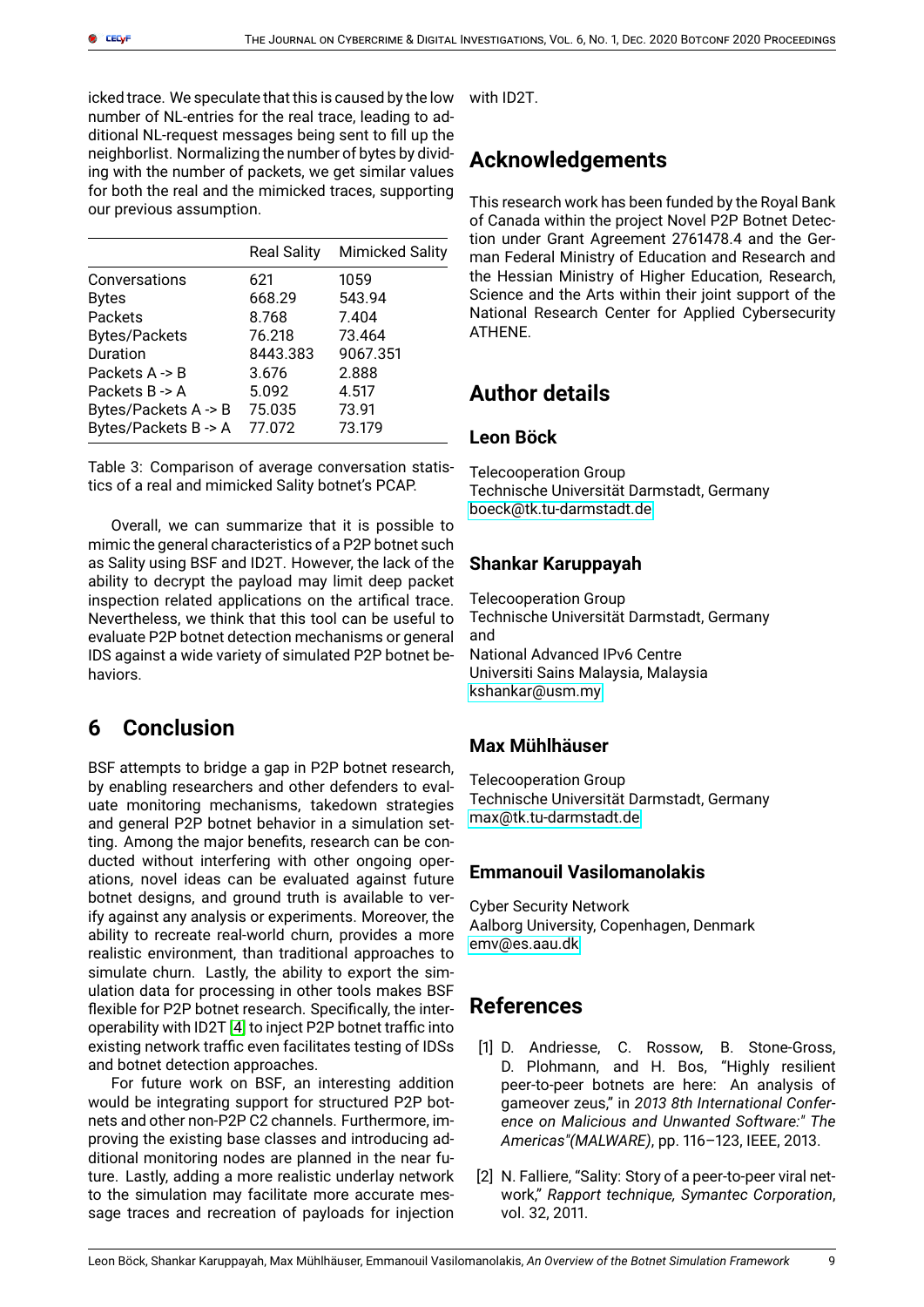icked trace. We speculate that this is caused by the low number of NL-entries for the real trace, leading to additional NL-request messages being sent to fill up the neighborlist. Normalizing the number of bytes by dividing with the number of packets, we get similar values for both the real and the mimicked traces, supporting our previous assumption.

| | Real Sality | Mimicked Sality |
|---|---|---|
| Conversations | 621 | 1059 |
| Bytes | 668.29 | 543.94 |
| Packets | 8.768 | 7.404 |
| Bytes/Packets | 76.218 | 73.464 |
| Duration | 8443.383 | 9067.351 |
| Packets A -> B | 3.676 | 2.888 |
| Packets B -> A | 5.092 | 4.517 |
| Bytes/Packets A -> B | 75.035 | 73.91 |
| Bytes/Packets B -> A | 77.072 | 73.179 |

Table 3: Comparison of average conversation statistics of a real and mimicked Sality botnet's PCAP.

Overall, we can summarize that it is possible to mimic the general characteristics of a P2P botnet such as Sality using BSF and ID2T. However, the lack of the ability to decrypt the payload may limit deep packet inspection related applications on the artifical trace. Nevertheless, we think that this tool can be useful to evaluate P2P botnet detection mechanisms or general IDS against a wide variety of simulated P2P botnet behaviors.

# 6 Conclusion

BSF attempts to bridge a gap in P2P botnet research, by enabling researchers and other defenders to evaluate monitoring mechanisms, takedown strategies and general P2P botnet behavior in a simulation setting. Among the major benefits, research can be conducted without interfering with other ongoing operations, novel ideas can be evaluated against future botnet designs, and ground truth is available to verify against any analysis or experiments. Moreover, the ability to recreate real-world churn, provides a more realistic environment, than traditional approaches to simulate churn. Lastly, the ability to export the simulation data for processing in other tools makes BSF flexible for P2P botnet research. Specifically, the interoperability with ID2T [4] to inject P2P botnet traffic into existing network traffic even facilitates testing of IDSs and botnet detection approaches.

For future work on BSF, an interesting addition would be integrating support for structured P2P botnets and other non-P2P C2 channels. Furthermore, improving the existing base classes and introducing additional monitoring nodes are planned in the near future. Lastly, adding a more realistic underlay network to the simulation may facilitate more accurate message traces and recreation of payloads for injection with ID2T.

# Acknowledgements

This research work has been funded by the Royal Bank of Canada within the project Novel P2P Botnet Detection under Grant Agreement 2761478.4 and the German Federal Ministry of Education and Research and the Hessian Ministry of Higher Education, Research, Science and the Arts within their joint support of the National Research Center for Applied Cybersecurity ATHENE.

# Author details

## Leon Böck

Telecooperation Group
Technische Universität Darmstadt, Germany
boeck@tk.tu-darmstadt.de

## Shankar Karuppayah

Telecooperation Group
Technische Universität Darmstadt, Germany
and
National Advanced IPv6 Centre
Universiti Sains Malaysia, Malaysia
kshankar@usm.my

## Max Mühlhäuser

Telecooperation Group
Technische Universität Darmstadt, Germany
max@tk.tu-darmstadt.de

## Emmanouil Vasilomanolakis

Cyber Security Network
Aalborg University, Copenhagen, Denmark
emv@es.aau.dk

# References

[1] D. Andriesse, C. Rossow, B. Stone-Gross, D. Plohmann, and H. Bos, "Highly resilient peer-to-peer botnets are here: An analysis of gameover zeus," in *2013 8th International Conference on Malicious and Unwanted Software:" The Americas"(MALWARE)*, pp. 116–123, IEEE, 2013.

[2] N. Falliere, "Sality: Story of a peer-to-peer viral network," *Rapport technique, Symantec Corporation*, vol. 32, 2011.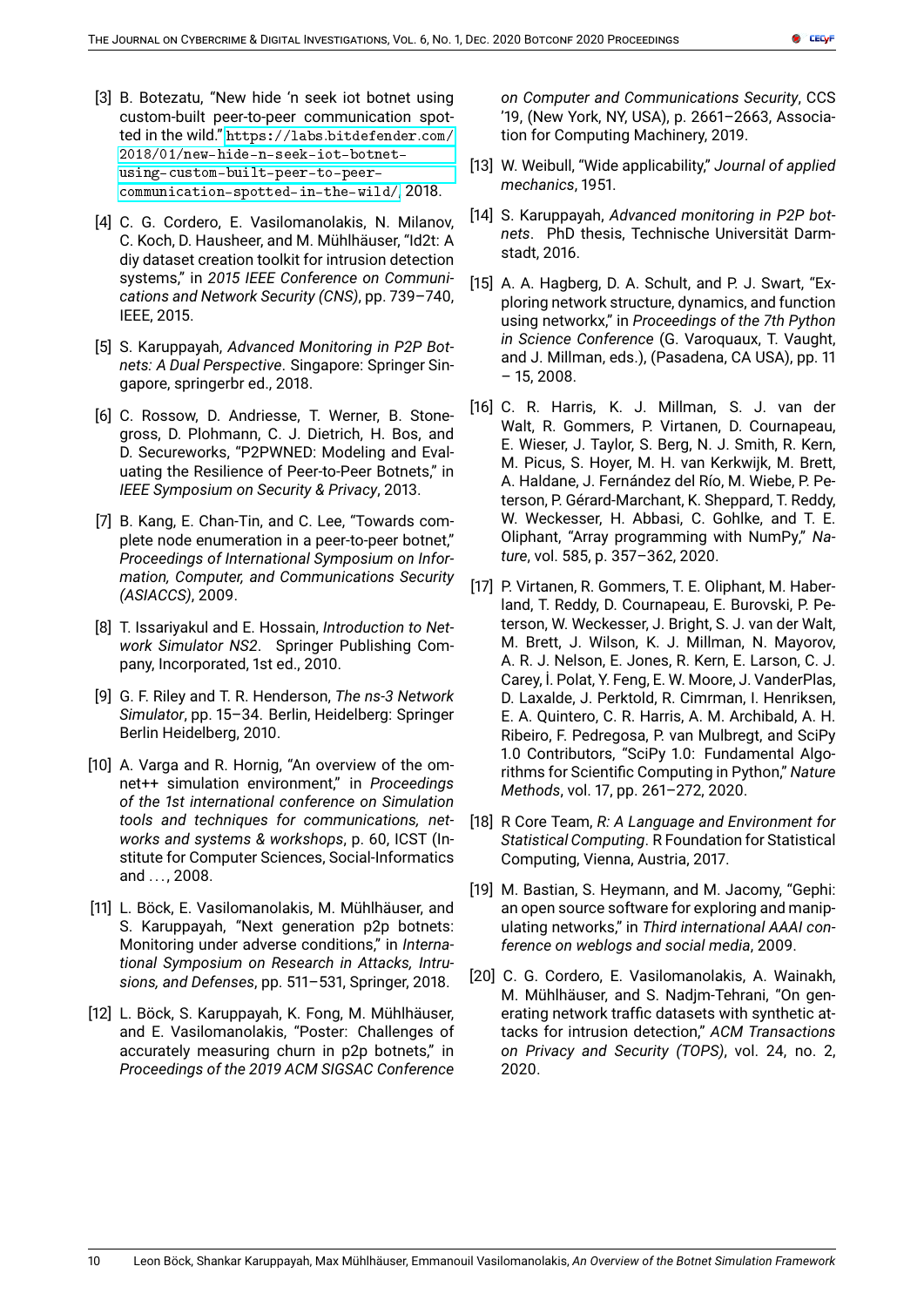[3] B. Botezatu, "New hide 'n seek iot botnet using custom-built peer-to-peer communication spotted in the wild." https://labs.bitdefender.com/2018/01/new-hide-n-seek-iot-botnet-using-custom-built-peer-to-peer-communication-spotted-in-the-wild/, 2018.

[4] C. G. Cordero, E. Vasilomanolakis, N. Milanov, C. Koch, D. Hausheer, and M. Mühlhäuser, "Id2t: A diy dataset creation toolkit for intrusion detection systems," in *2015 IEEE Conference on Communications and Network Security (CNS)*, pp. 739–740, IEEE, 2015.

[5] S. Karuppayah, *Advanced Monitoring in P2P Botnets: A Dual Perspective*. Singapore: Springer Singapore, springerbr ed., 2018.

[6] C. Rossow, D. Andriesse, T. Werner, B. Stone-gross, D. Plohmann, C. J. Dietrich, H. Bos, and D. Secureworks, "P2PWNED: Modeling and Evaluating the Resilience of Peer-to-Peer Botnets," in *IEEE Symposium on Security & Privacy*, 2013.

[7] B. Kang, E. Chan-Tin, and C. Lee, "Towards complete node enumeration in a peer-to-peer botnet," *Proceedings of International Symposium on Information, Computer, and Communications Security (ASIACCS)*, 2009.

[8] T. Issariyakul and E. Hossain, *Introduction to Network Simulator NS2*. Springer Publishing Company, Incorporated, 1st ed., 2010.

[9] G. F. Riley and T. R. Henderson, *The ns-3 Network Simulator*, pp. 15–34. Berlin, Heidelberg: Springer Berlin Heidelberg, 2010.

[10] A. Varga and R. Hornig, "An overview of the omnet++ simulation environment," in *Proceedings of the 1st international conference on Simulation tools and techniques for communications, networks and systems & workshops*, p. 60, ICST (Institute for Computer Sciences, Social-Informatics and . . . , 2008.

[11] L. Böck, E. Vasilomanolakis, M. Mühlhäuser, and S. Karuppayah, "Next generation p2p botnets: Monitoring under adverse conditions," in *International Symposium on Research in Attacks, Intrusions, and Defenses*, pp. 511–531, Springer, 2018.

[12] L. Böck, S. Karuppayah, K. Fong, M. Mühlhäuser, and E. Vasilomanolakis, "Poster: Challenges of accurately measuring churn in p2p botnets," in *Proceedings of the 2019 ACM SIGSAC Conference on Computer and Communications Security*, CCS '19, (New York, NY, USA), p. 2661–2663, Association for Computing Machinery, 2019.

[13] W. Weibull, "Wide applicability," *Journal of applied mechanics*, 1951.

[14] S. Karuppayah, *Advanced monitoring in P2P botnets*. PhD thesis, Technische Universität Darmstadt, 2016.

[15] A. A. Hagberg, D. A. Schult, and P. J. Swart, "Exploring network structure, dynamics, and function using networkx," in *Proceedings of the 7th Python in Science Conference* (G. Varoquaux, T. Vaught, and J. Millman, eds.), (Pasadena, CA USA), pp. 11 – 15, 2008.

[16] C. R. Harris, K. J. Millman, S. J. van der Walt, R. Gommers, P. Virtanen, D. Cournapeau, E. Wieser, J. Taylor, S. Berg, N. J. Smith, R. Kern, M. Picus, S. Hoyer, M. H. van Kerkwijk, M. Brett, A. Haldane, J. Fernández del Río, M. Wiebe, P. Peterson, P. Gérard-Marchant, K. Sheppard, T. Reddy, W. Weckesser, H. Abbasi, C. Gohlke, and T. E. Oliphant, "Array programming with NumPy," *Nature*, vol. 585, p. 357–362, 2020.

[17] P. Virtanen, R. Gommers, T. E. Oliphant, M. Haberland, T. Reddy, D. Cournapeau, E. Burovski, P. Peterson, W. Weckesser, J. Bright, S. J. van der Walt, M. Brett, J. Wilson, K. J. Millman, N. Mayorov, A. R. J. Nelson, E. Jones, R. Kern, E. Larson, C. J. Carey, İ. Polat, Y. Feng, E. W. Moore, J. VanderPlas, D. Laxalde, J. Perktold, R. Cimrman, I. Henriksen, E. A. Quintero, C. R. Harris, A. M. Archibald, A. H. Ribeiro, F. Pedregosa, P. van Mulbregt, and SciPy 1.0 Contributors, "SciPy 1.0: Fundamental Algorithms for Scientific Computing in Python," *Nature Methods*, vol. 17, pp. 261–272, 2020.

[18] R Core Team, *R: A Language and Environment for Statistical Computing*. R Foundation for Statistical Computing, Vienna, Austria, 2017.

[19] M. Bastian, S. Heymann, and M. Jacomy, "Gephi: an open source software for exploring and manipulating networks," in *Third international AAAI conference on weblogs and social media*, 2009.

[20] C. G. Cordero, E. Vasilomanolakis, A. Wainakh, M. Mühlhäuser, and S. Nadjm-Tehrani, "On generating network traffic datasets with synthetic attacks for intrusion detection," *ACM Transactions on Privacy and Security (TOPS)*, vol. 24, no. 2, 2020.